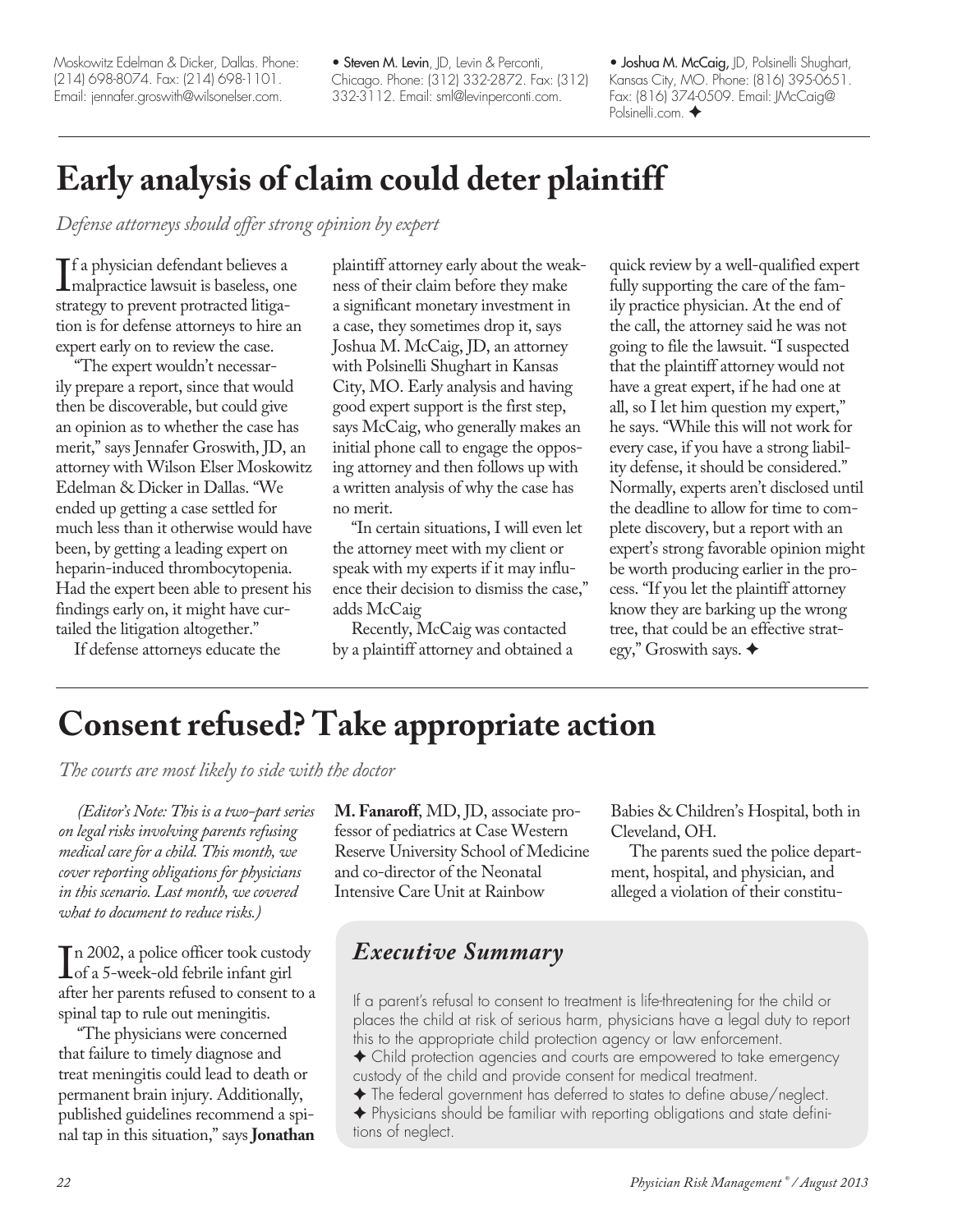Moskowitz Edelman & Dicker, Dallas. Phone: (214) 698-8074. Fax: (214) 698-1101. Email: jennafer.groswith@wilsonelser.com.

• **Steven M. Levin**, JD, Levin & Perconti, Chicago. Phone: (312) 332-2872. Fax: (312) 332-3112. Email: sml@levinperconti.com.

• **Joshua M. McCaig,** JD, Polsinelli Shughart, Kansas City, MO. Phone: (816) 395-0651. Fax: (816) 374-0509. Email: JMcCaig@Polsinelli.com. ✦

# Early analysis of claim could deter plaintiff

*Defense attorneys should offer strong opinion by expert*

If a physician defendant believes a malpractice lawsuit is baseless, one strategy to prevent protracted litigation is for defense attorneys to hire an expert early on to review the case.

"The expert wouldn't necessarily prepare a report, since that would then be discoverable, but could give an opinion as to whether the case has merit," says Jennafer Groswith, JD, an attorney with Wilson Elser Moskowitz Edelman & Dicker in Dallas. "We ended up getting a case settled for much less than it otherwise would have been, by getting a leading expert on heparin-induced thrombocytopenia. Had the expert been able to present his findings early on, it might have curtailed the litigation altogether."

If defense attorneys educate the plaintiff attorney early about the weakness of their claim before they make a significant monetary investment in a case, they sometimes drop it, says Joshua M. McCaig, JD, an attorney with Polsinelli Shughart in Kansas City, MO. Early analysis and having good expert support is the first step, says McCaig, who generally makes an initial phone call to engage the opposing attorney and then follows up with a written analysis of why the case has no merit.

"In certain situations, I will even let the attorney meet with my client or speak with my experts if it may influence their decision to dismiss the case," adds McCaig

Recently, McCaig was contacted by a plaintiff attorney and obtained a quick review by a well-qualified expert fully supporting the care of the family practice physician. At the end of the call, the attorney said he was not going to file the lawsuit. "I suspected that the plaintiff attorney would not have a great expert, if he had one at all, so I let him question my expert," he says. "While this will not work for every case, if you have a strong liability defense, it should be considered." Normally, experts aren't disclosed until the deadline to allow for time to complete discovery, but a report with an expert's strong favorable opinion might be worth producing earlier in the process. "If you let the plaintiff attorney know they are barking up the wrong tree, that could be an effective strategy," Groswith says. ✦

# Consent refused? Take appropriate action

*The courts are most likely to side with the doctor*

*(Editor's Note: This is a two-part series on legal risks involving parents refusing medical care for a child. This month, we cover reporting obligations for physicians in this scenario. Last month, we covered what to document to reduce risks.)*

In 2002, a police officer took custody of a 5-week-old febrile infant girl after her parents refused to consent to a spinal tap to rule out meningitis.

"The physicians were concerned that failure to timely diagnose and treat meningitis could lead to death or permanent brain injury. Additionally, published guidelines recommend a spinal tap in this situation," says **Jonathan M. Fanaroff**, MD, JD, associate professor of pediatrics at Case Western Reserve University School of Medicine and co-director of the Neonatal Intensive Care Unit at Rainbow Babies & Children's Hospital, both in Cleveland, OH.

The parents sued the police department, hospital, and physician, and alleged a violation of their constitu-

## *Executive Summary*

If a parent's refusal to consent to treatment is life-threatening for the child or places the child at risk of serious harm, physicians have a legal duty to report this to the appropriate child protection agency or law enforcement.

✦ Child protection agencies and courts are empowered to take emergency custody of the child and provide consent for medical treatment.

✦ The federal government has deferred to states to define abuse/neglect.

✦ Physicians should be familiar with reporting obligations and state definitions of neglect.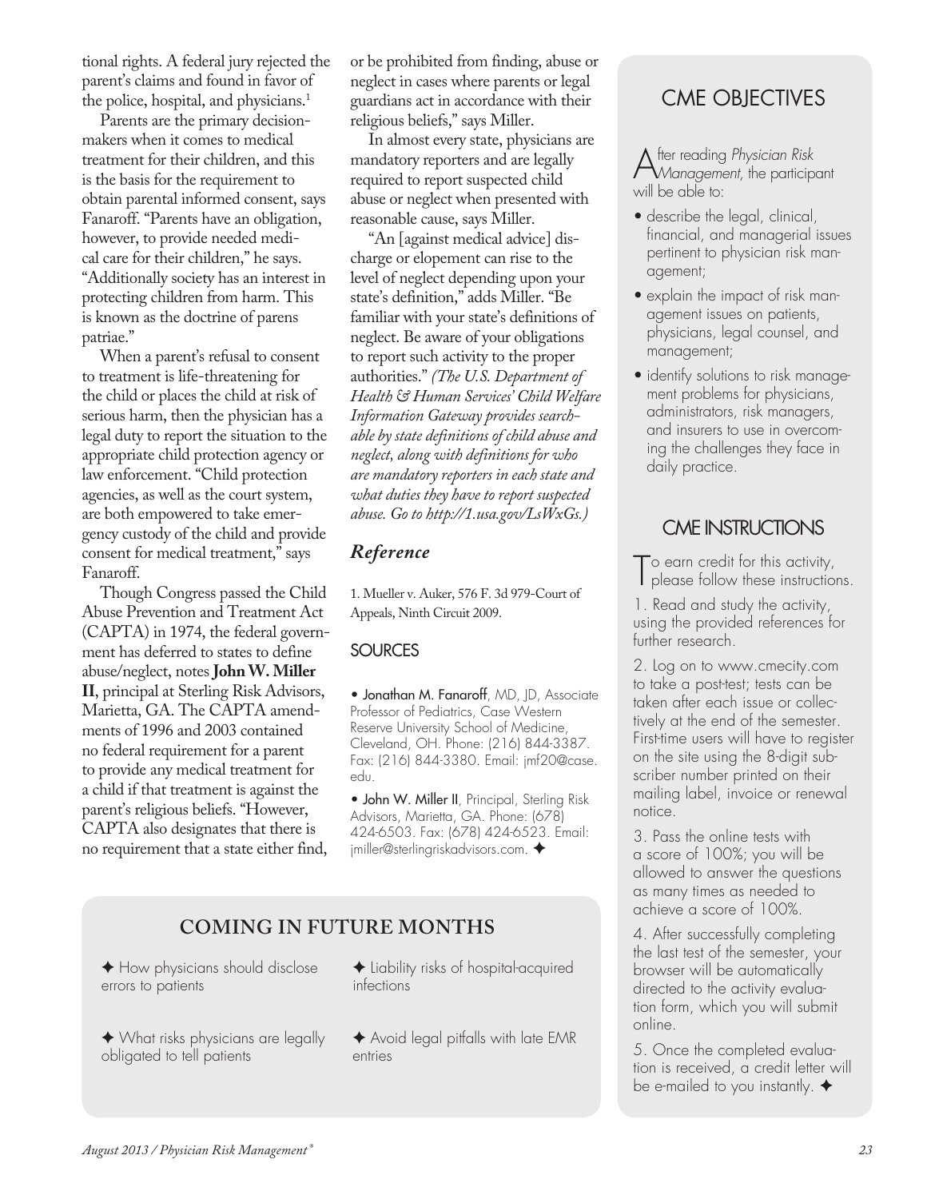tional rights. A federal jury rejected the parent's claims and found in favor of the police, hospital, and physicians.[1]

Parents are the primary decision-makers when it comes to medical treatment for their children, and this is the basis for the requirement to obtain parental informed consent, says Fanaroff. "Parents have an obligation, however, to provide needed medical care for their children," he says. "Additionally society has an interest in protecting children from harm. This is known as the doctrine of parens patriae."

When a parent's refusal to consent to treatment is life-threatening for the child or places the child at risk of serious harm, then the physician has a legal duty to report the situation to the appropriate child protection agency or law enforcement. "Child protection agencies, as well as the court system, are both empowered to take emergency custody of the child and provide consent for medical treatment," says Fanaroff.

Though Congress passed the Child Abuse Prevention and Treatment Act (CAPTA) in 1974, the federal government has deferred to states to define abuse/neglect, notes **John W. Miller II**, principal at Sterling Risk Advisors, Marietta, GA. The CAPTA amendments of 1996 and 2003 contained no federal requirement for a parent to provide any medical treatment for a child if that treatment is against the parent's religious beliefs. "However, CAPTA also designates that there is no requirement that a state either find, or be prohibited from finding, abuse or neglect in cases where parents or legal guardians act in accordance with their religious beliefs," says Miller.

In almost every state, physicians are mandatory reporters and are legally required to report suspected child abuse or neglect when presented with reasonable cause, says Miller.

"An [against medical advice] discharge or elopement can rise to the level of neglect depending upon your state's definition," adds Miller. "Be familiar with your state's definitions of neglect. Be aware of your obligations to report such activity to the proper authorities." *(The U.S. Department of Health & Human Services' Child Welfare Information Gateway provides searchable by state definitions of child abuse and neglect, along with definitions for who are mandatory reporters in each state and what duties they have to report suspected abuse. Go to http://1.usa.gov/LsWxGs.)*

## *Reference*

1. Mueller v. Auker, 576 F. 3d 979-Court of Appeals, Ninth Circuit 2009.

## SOURCES

- **Jonathan M. Fanaroff**, MD, JD, Associate Professor of Pediatrics, Case Western Reserve University School of Medicine, Cleveland, OH. Phone: (216) 844-3387. Fax: (216) 844-3380. Email: jmf20@case.edu.
- **John W. Miller II**, Principal, Sterling Risk Advisors, Marietta, GA. Phone: (678) 424-6503. Fax: (678) 424-6523. Email: jmiller@sterlingriskadvisors.com. ✦

## COMING IN FUTURE MONTHS

- ✦ How physicians should disclose errors to patients
- ✦ Liability risks of hospital-acquired infections
- ✦ What risks physicians are legally obligated to tell patients
- ✦ Avoid legal pitfalls with late EMR entries

## CME OBJECTIVES

After reading *Physician Risk Management*, the participant will be able to:

- describe the legal, clinical, financial, and managerial issues pertinent to physician risk management;
- explain the impact of risk management issues on patients, physicians, legal counsel, and management;
- identify solutions to risk management problems for physicians, administrators, risk managers, and insurers to use in overcoming the challenges they face in daily practice.

## CME INSTRUCTIONS

To earn credit for this activity, please follow these instructions.

1. Read and study the activity, using the provided references for further research.
2. Log on to www.cmecity.com to take a post-test; tests can be taken after each issue or collectively at the end of the semester. First-time users will have to register on the site using the 8-digit subscriber number printed on their mailing label, invoice or renewal notice.
3. Pass the online tests with a score of 100%; you will be allowed to answer the questions as many times as needed to achieve a score of 100%.
4. After successfully completing the last test of the semester, your browser will be automatically directed to the activity evaluation form, which you will submit online.
5. Once the completed evaluation is received, a credit letter will be e-mailed to you instantly. ✦